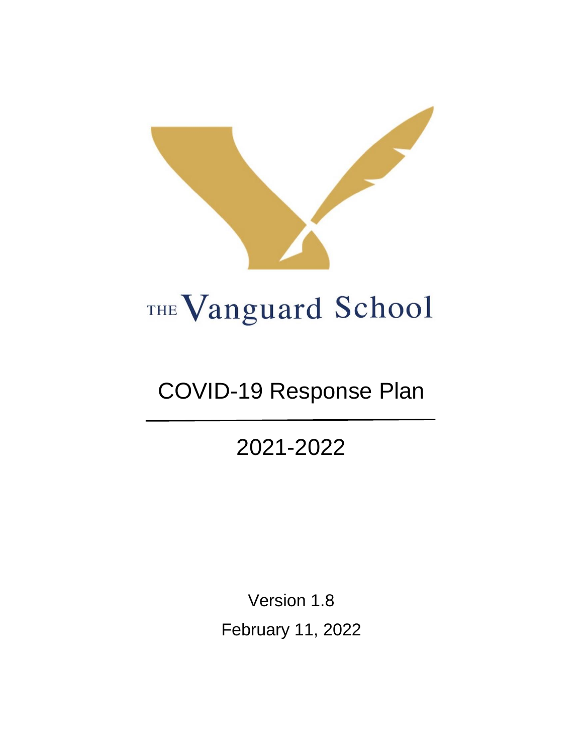THE Vanguard School

# COVID-19 Response Plan

## 2021-2022

Version 1.8

February 11, 2022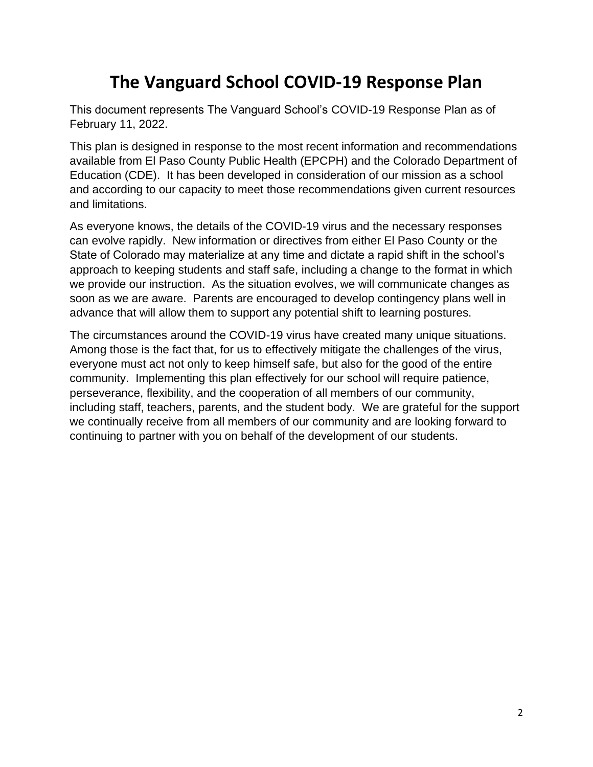# The Vanguard School COVID-19 Response Plan

This document represents The Vanguard School's COVID-19 Response Plan as of February 11, 2022.

This plan is designed in response to the most recent information and recommendations available from El Paso County Public Health (EPCPH) and the Colorado Department of Education (CDE). It has been developed in consideration of our mission as a school and according to our capacity to meet those recommendations given current resources and limitations.

As everyone knows, the details of the COVID-19 virus and the necessary responses can evolve rapidly. New information or directives from either El Paso County or the State of Colorado may materialize at any time and dictate a rapid shift in the school's approach to keeping students and staff safe, including a change to the format in which we provide our instruction. As the situation evolves, we will communicate changes as soon as we are aware. Parents are encouraged to develop contingency plans well in advance that will allow them to support any potential shift to learning postures.

The circumstances around the COVID-19 virus have created many unique situations. Among those is the fact that, for us to effectively mitigate the challenges of the virus, everyone must act not only to keep himself safe, but also for the good of the entire community. Implementing this plan effectively for our school will require patience, perseverance, flexibility, and the cooperation of all members of our community, including staff, teachers, parents, and the student body. We are grateful for the support we continually receive from all members of our community and are looking forward to continuing to partner with you on behalf of the development of our students.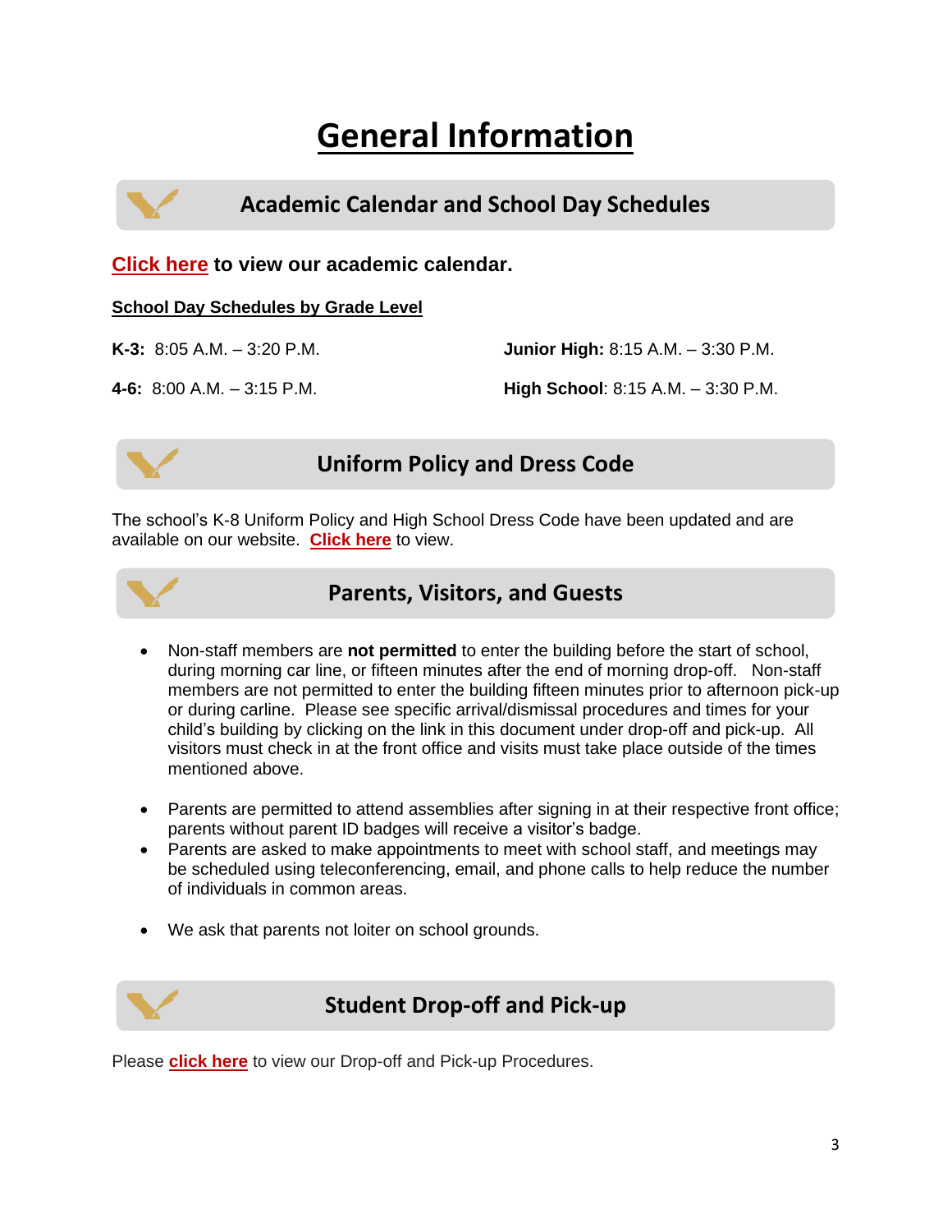# General Information

## Academic Calendar and School Day Schedules

**Click here to view our academic calendar.**

**School Day Schedules by Grade Level**

**K-3:** 8:05 A.M. – 3:20 P.M.

**4-6:** 8:00 A.M. – 3:15 P.M.

**Junior High:** 8:15 A.M. – 3:30 P.M.

**High School**: 8:15 A.M. – 3:30 P.M.

## Uniform Policy and Dress Code

The school's K-8 Uniform Policy and High School Dress Code have been updated and are available on our website. **Click here** to view.

## Parents, Visitors, and Guests

- Non-staff members are **not permitted** to enter the building before the start of school, during morning car line, or fifteen minutes after the end of morning drop-off. Non-staff members are not permitted to enter the building fifteen minutes prior to afternoon pick-up or during carline. Please see specific arrival/dismissal procedures and times for your child's building by clicking on the link in this document under drop-off and pick-up. All visitors must check in at the front office and visits must take place outside of the times mentioned above.
- Parents are permitted to attend assemblies after signing in at their respective front office; parents without parent ID badges will receive a visitor's badge.
- Parents are asked to make appointments to meet with school staff, and meetings may be scheduled using teleconferencing, email, and phone calls to help reduce the number of individuals in common areas.
- We ask that parents not loiter on school grounds.

## Student Drop-off and Pick-up

Please **click here** to view our Drop-off and Pick-up Procedures.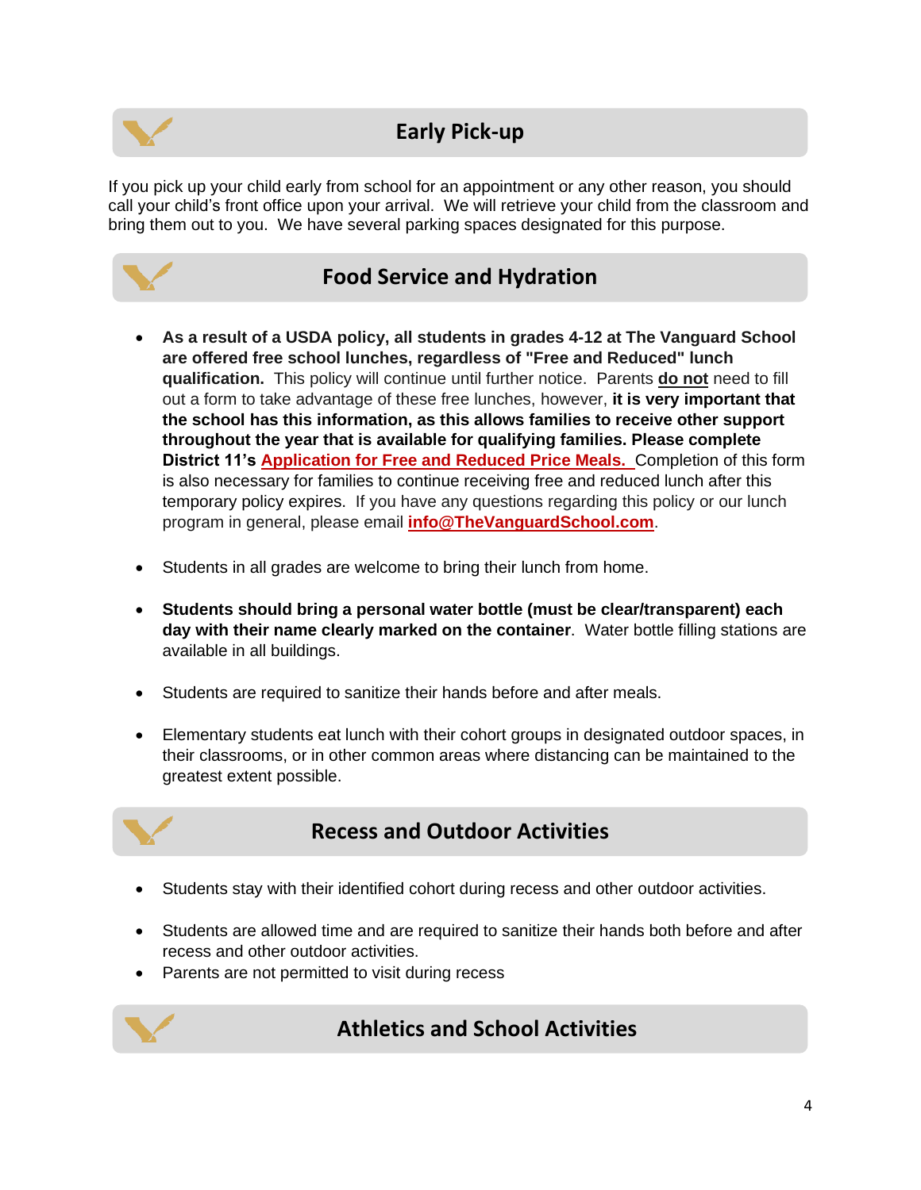## Early Pick-up

If you pick up your child early from school for an appointment or any other reason, you should call your child's front office upon your arrival. We will retrieve your child from the classroom and bring them out to you. We have several parking spaces designated for this purpose.

## Food Service and Hydration

- **As a result of a USDA policy, all students in grades 4-12 at The Vanguard School are offered free school lunches, regardless of "Free and Reduced" lunch qualification.** This policy will continue until further notice. Parents **do not** need to fill out a form to take advantage of these free lunches, however, **it is very important that the school has this information, as this allows families to receive other support throughout the year that is available for qualifying families. Please complete District 11's Application for Free and Reduced Price Meals.** Completion of this form is also necessary for families to continue receiving free and reduced lunch after this temporary policy expires. If you have any questions regarding this policy or our lunch program in general, please email **info@TheVanguardSchool.com**.

- Students in all grades are welcome to bring their lunch from home.

- **Students should bring a personal water bottle (must be clear/transparent) each day with their name clearly marked on the container**. Water bottle filling stations are available in all buildings.

- Students are required to sanitize their hands before and after meals.

- Elementary students eat lunch with their cohort groups in designated outdoor spaces, in their classrooms, or in other common areas where distancing can be maintained to the greatest extent possible.

## Recess and Outdoor Activities

- Students stay with their identified cohort during recess and other outdoor activities.

- Students are allowed time and are required to sanitize their hands both before and after recess and other outdoor activities.
- Parents are not permitted to visit during recess

## Athletics and School Activities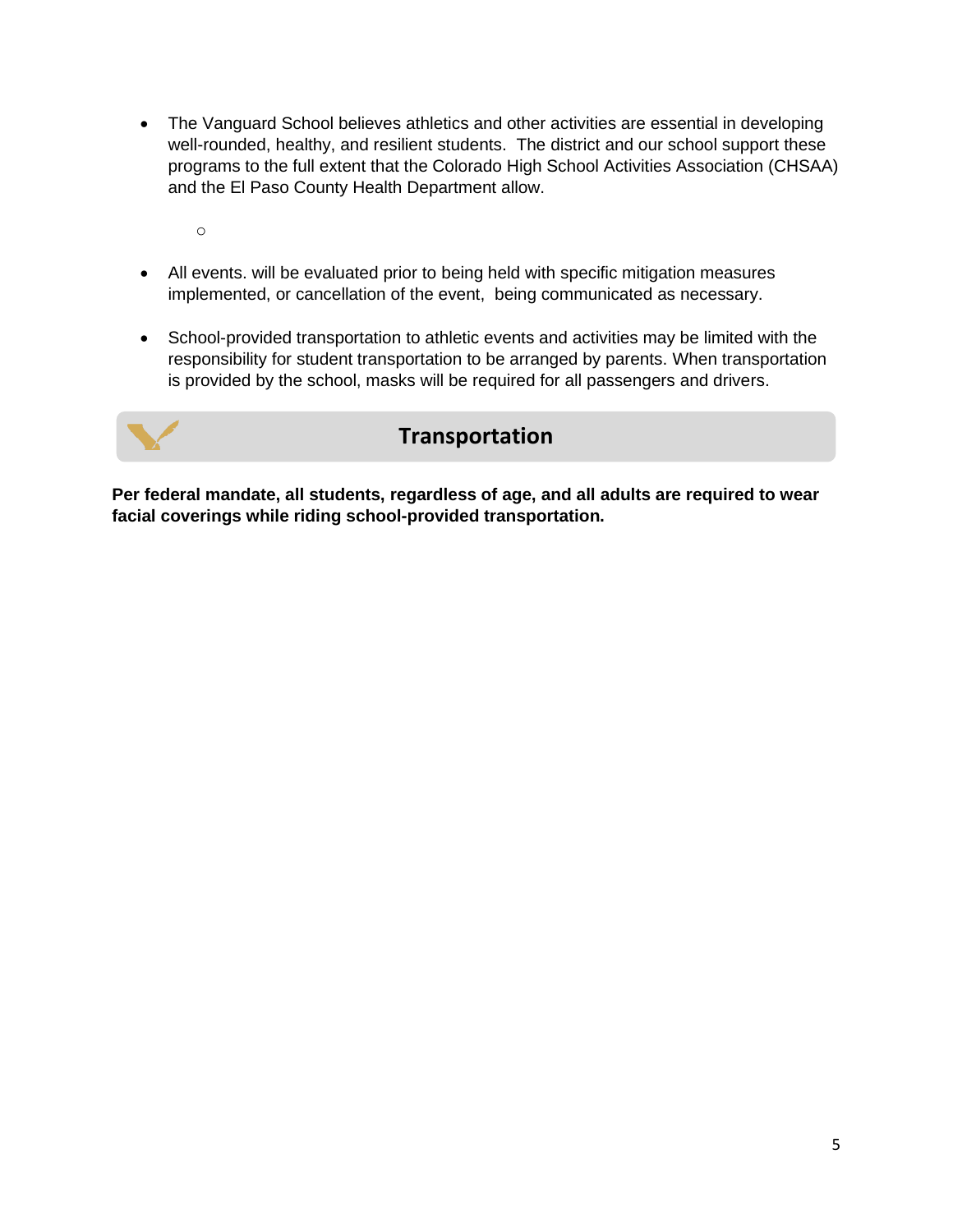- The Vanguard School believes athletics and other activities are essential in developing well-rounded, healthy, and resilient students. The district and our school support these programs to the full extent that the Colorado High School Activities Association (CHSAA) and the El Paso County Health Department allow.

    - 

- All events. will be evaluated prior to being held with specific mitigation measures implemented, or cancellation of the event, being communicated as necessary.

- School-provided transportation to athletic events and activities may be limited with the responsibility for student transportation to be arranged by parents. When transportation is provided by the school, masks will be required for all passengers and drivers.

## Transportation

**Per federal mandate, all students, regardless of age, and all adults are required to wear facial coverings while riding school-provided transportation.**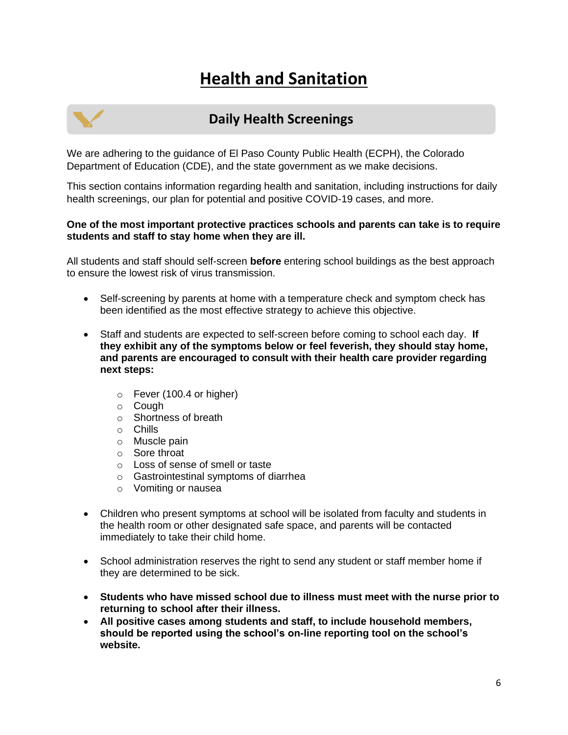# Health and Sanitation

## Daily Health Screenings

We are adhering to the guidance of El Paso County Public Health (ECPH), the Colorado Department of Education (CDE), and the state government as we make decisions.

This section contains information regarding health and sanitation, including instructions for daily health screenings, our plan for potential and positive COVID-19 cases, and more.

**One of the most important protective practices schools and parents can take is to require students and staff to stay home when they are ill.**

All students and staff should self-screen **before** entering school buildings as the best approach to ensure the lowest risk of virus transmission.

- Self-screening by parents at home with a temperature check and symptom check has been identified as the most effective strategy to achieve this objective.
- Staff and students are expected to self-screen before coming to school each day. **If they exhibit any of the symptoms below or feel feverish, they should stay home, and parents are encouraged to consult with their health care provider regarding next steps:**
    - Fever (100.4 or higher)
    - Cough
    - Shortness of breath
    - Chills
    - Muscle pain
    - Sore throat
    - Loss of sense of smell or taste
    - Gastrointestinal symptoms of diarrhea
    - Vomiting or nausea
- Children who present symptoms at school will be isolated from faculty and students in the health room or other designated safe space, and parents will be contacted immediately to take their child home.
- School administration reserves the right to send any student or staff member home if they are determined to be sick.
- **Students who have missed school due to illness must meet with the nurse prior to returning to school after their illness.**
- **All positive cases among students and staff, to include household members, should be reported using the school's on-line reporting tool on the school's website.**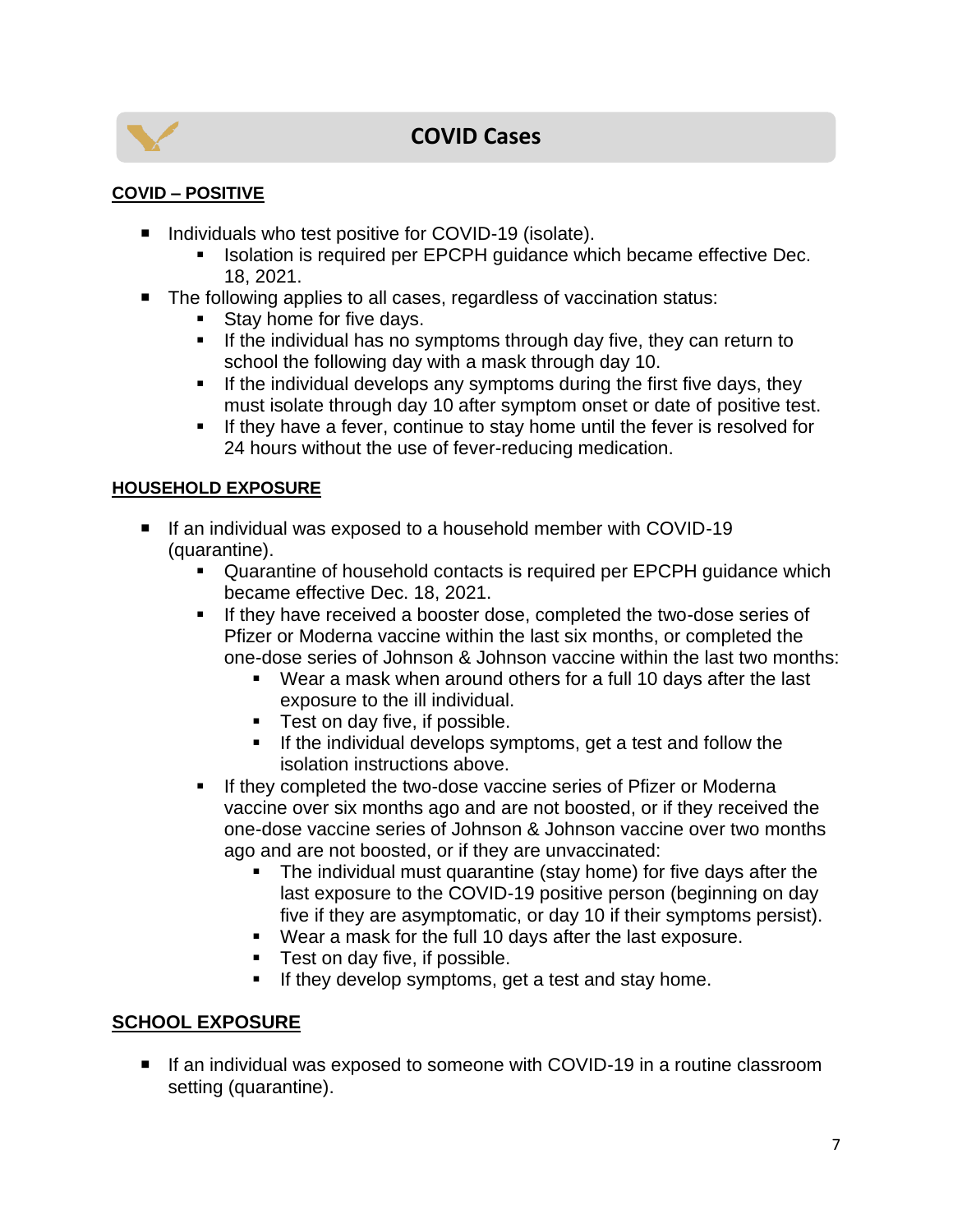# COVID Cases

**COVID – POSITIVE**

- Individuals who test positive for COVID-19 (isolate).
  - Isolation is required per EPCPH guidance which became effective Dec. 18, 2021.
- The following applies to all cases, regardless of vaccination status:
  - Stay home for five days.
  - If the individual has no symptoms through day five, they can return to school the following day with a mask through day 10.
  - If the individual develops any symptoms during the first five days, they must isolate through day 10 after symptom onset or date of positive test.
  - If they have a fever, continue to stay home until the fever is resolved for 24 hours without the use of fever-reducing medication.

**HOUSEHOLD EXPOSURE**

- If an individual was exposed to a household member with COVID-19 (quarantine).
  - Quarantine of household contacts is required per EPCPH guidance which became effective Dec. 18, 2021.
  - If they have received a booster dose, completed the two-dose series of Pfizer or Moderna vaccine within the last six months, or completed the one-dose series of Johnson & Johnson vaccine within the last two months:
    - Wear a mask when around others for a full 10 days after the last exposure to the ill individual.
    - Test on day five, if possible.
    - If the individual develops symptoms, get a test and follow the isolation instructions above.
  - If they completed the two-dose vaccine series of Pfizer or Moderna vaccine over six months ago and are not boosted, or if they received the one-dose vaccine series of Johnson & Johnson vaccine over two months ago and are not boosted, or if they are unvaccinated:
    - The individual must quarantine (stay home) for five days after the last exposure to the COVID-19 positive person (beginning on day five if they are asymptomatic, or day 10 if their symptoms persist).
    - Wear a mask for the full 10 days after the last exposure.
    - Test on day five, if possible.
    - If they develop symptoms, get a test and stay home.

**SCHOOL EXPOSURE**

- If an individual was exposed to someone with COVID-19 in a routine classroom setting (quarantine).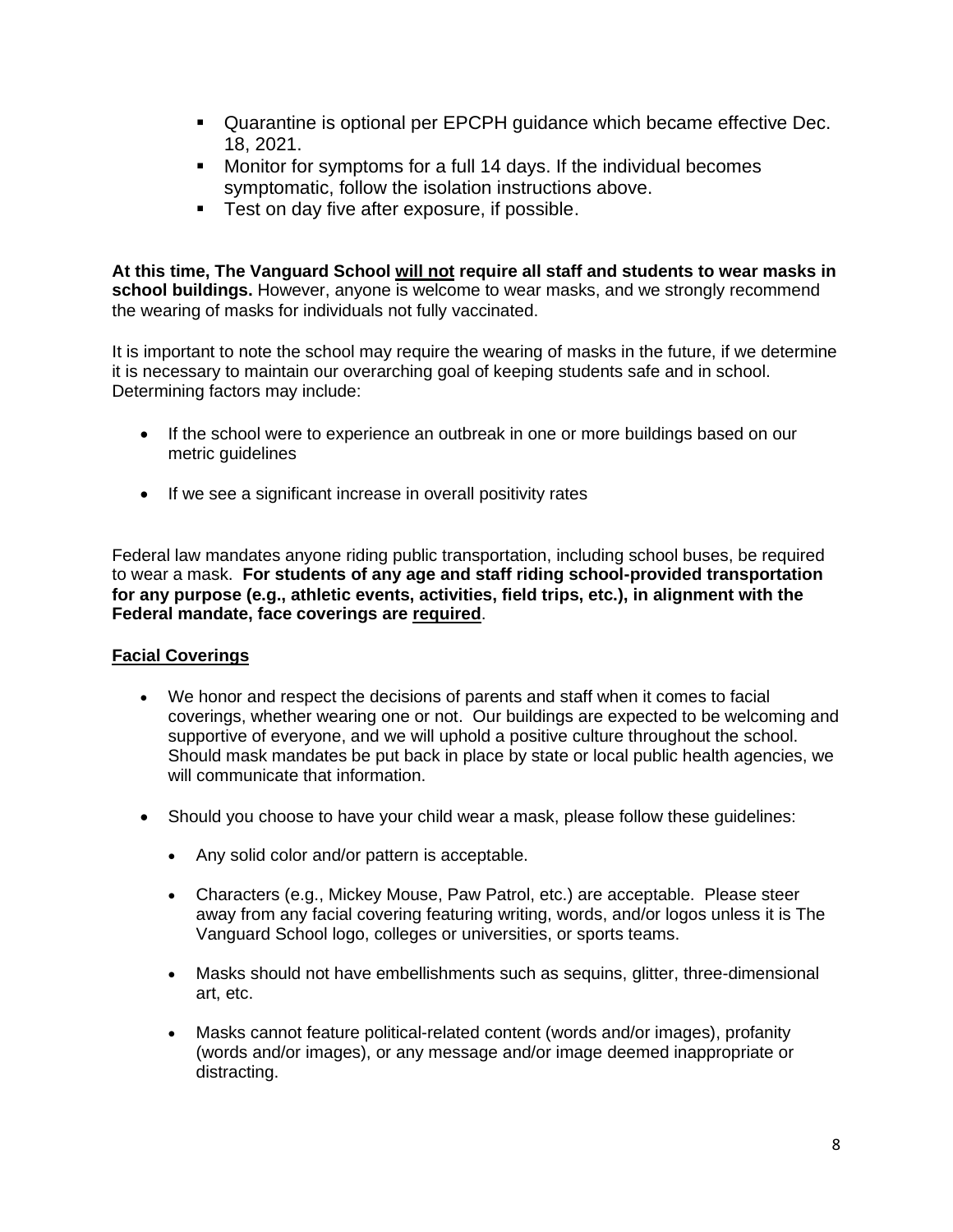- Quarantine is optional per EPCPH guidance which became effective Dec. 18, 2021.
- Monitor for symptoms for a full 14 days. If the individual becomes symptomatic, follow the isolation instructions above.
- Test on day five after exposure, if possible.

**At this time, The Vanguard School <u>will not</u> require all staff and students to wear masks in school buildings.** However, anyone is welcome to wear masks, and we strongly recommend the wearing of masks for individuals not fully vaccinated.

It is important to note the school may require the wearing of masks in the future, if we determine it is necessary to maintain our overarching goal of keeping students safe and in school. Determining factors may include:

- If the school were to experience an outbreak in one or more buildings based on our metric guidelines
- If we see a significant increase in overall positivity rates

Federal law mandates anyone riding public transportation, including school buses, be required to wear a mask. **For students of any age and staff riding school-provided transportation for any purpose (e.g., athletic events, activities, field trips, etc.), in alignment with the Federal mandate, face coverings are <u>required</u>**.

## <u>Facial Coverings</u>

- We honor and respect the decisions of parents and staff when it comes to facial coverings, whether wearing one or not. Our buildings are expected to be welcoming and supportive of everyone, and we will uphold a positive culture throughout the school. Should mask mandates be put back in place by state or local public health agencies, we will communicate that information.
- Should you choose to have your child wear a mask, please follow these guidelines:
  - Any solid color and/or pattern is acceptable.
  - Characters (e.g., Mickey Mouse, Paw Patrol, etc.) are acceptable. Please steer away from any facial covering featuring writing, words, and/or logos unless it is The Vanguard School logo, colleges or universities, or sports teams.
  - Masks should not have embellishments such as sequins, glitter, three-dimensional art, etc.
  - Masks cannot feature political-related content (words and/or images), profanity (words and/or images), or any message and/or image deemed inappropriate or distracting.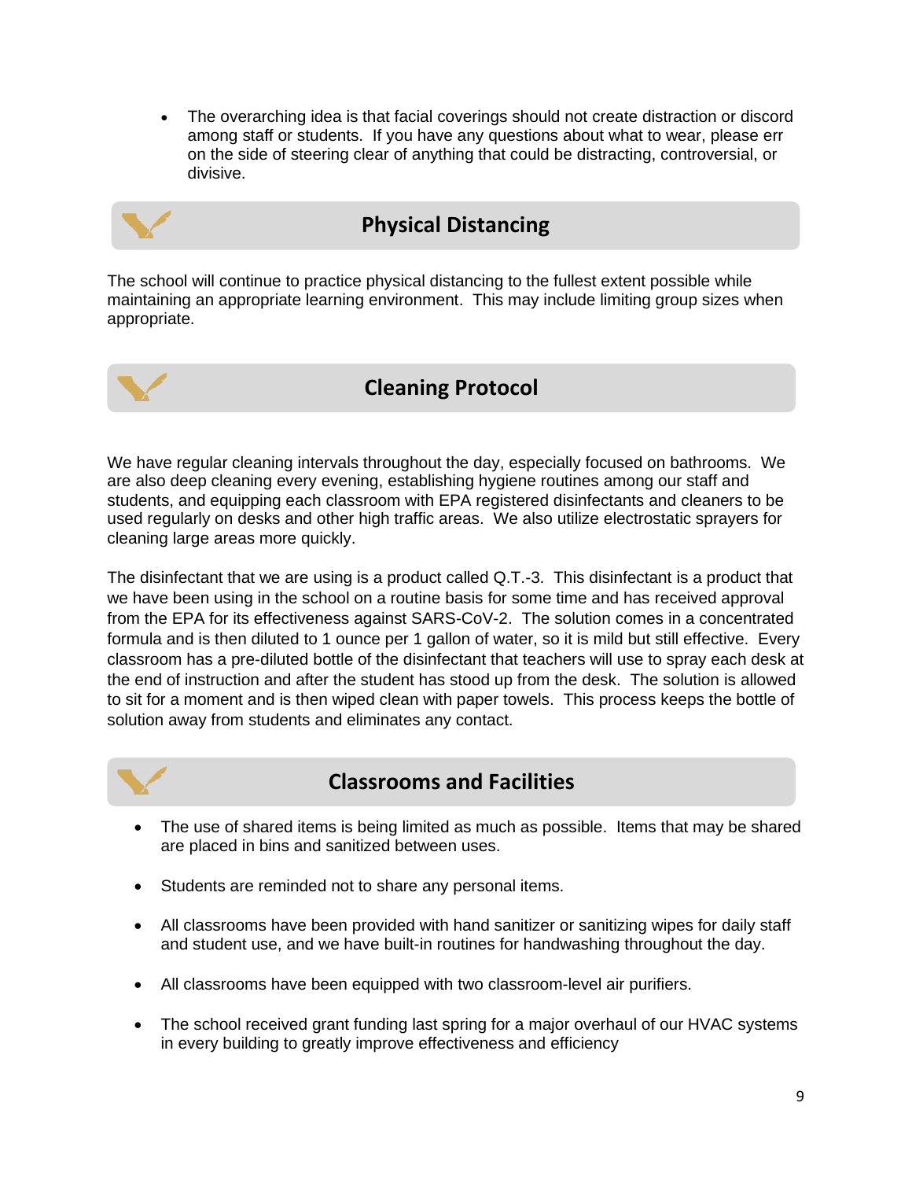- The overarching idea is that facial coverings should not create distraction or discord among staff or students. If you have any questions about what to wear, please err on the side of steering clear of anything that could be distracting, controversial, or divisive.

## Physical Distancing

The school will continue to practice physical distancing to the fullest extent possible while maintaining an appropriate learning environment. This may include limiting group sizes when appropriate.

## Cleaning Protocol

We have regular cleaning intervals throughout the day, especially focused on bathrooms. We are also deep cleaning every evening, establishing hygiene routines among our staff and students, and equipping each classroom with EPA registered disinfectants and cleaners to be used regularly on desks and other high traffic areas. We also utilize electrostatic sprayers for cleaning large areas more quickly.

The disinfectant that we are using is a product called Q.T.-3. This disinfectant is a product that we have been using in the school on a routine basis for some time and has received approval from the EPA for its effectiveness against SARS-CoV-2. The solution comes in a concentrated formula and is then diluted to 1 ounce per 1 gallon of water, so it is mild but still effective. Every classroom has a pre-diluted bottle of the disinfectant that teachers will use to spray each desk at the end of instruction and after the student has stood up from the desk. The solution is allowed to sit for a moment and is then wiped clean with paper towels. This process keeps the bottle of solution away from students and eliminates any contact.

## Classrooms and Facilities

- The use of shared items is being limited as much as possible. Items that may be shared are placed in bins and sanitized between uses.
- Students are reminded not to share any personal items.
- All classrooms have been provided with hand sanitizer or sanitizing wipes for daily staff and student use, and we have built-in routines for handwashing throughout the day.
- All classrooms have been equipped with two classroom-level air purifiers.
- The school received grant funding last spring for a major overhaul of our HVAC systems in every building to greatly improve effectiveness and efficiency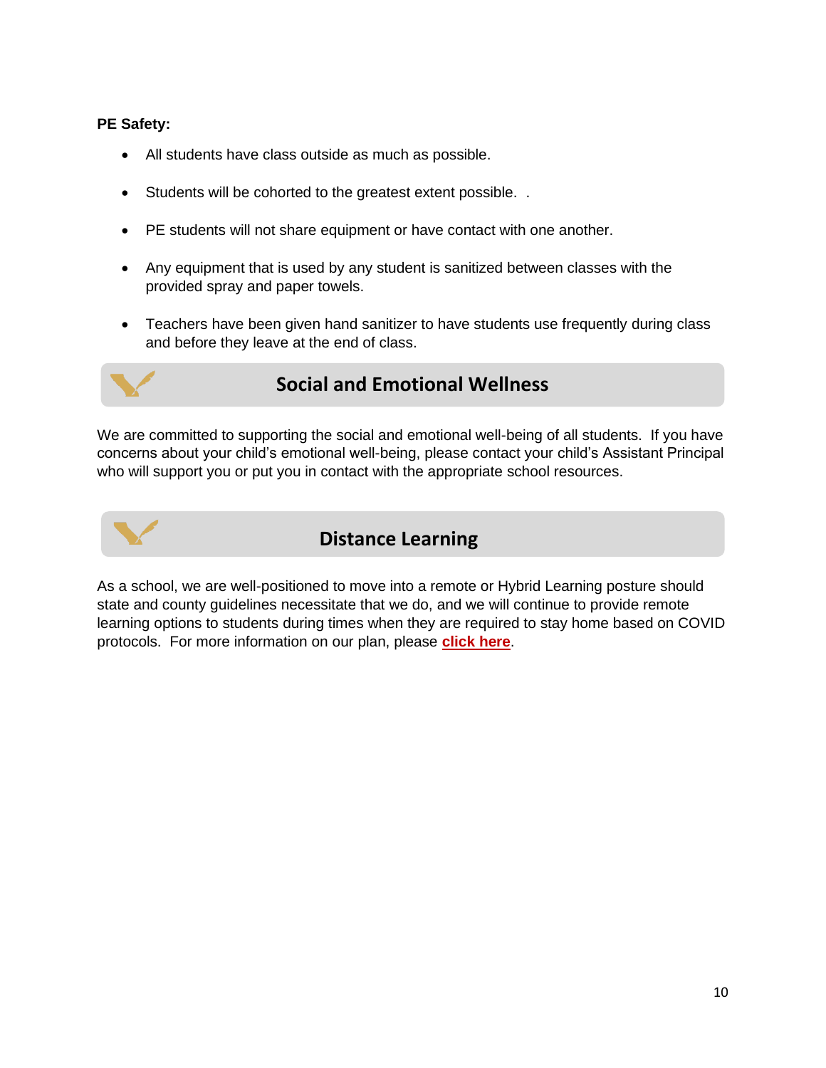**PE Safety:**

- All students have class outside as much as possible.
- Students will be cohorted to the greatest extent possible. .
- PE students will not share equipment or have contact with one another.
- Any equipment that is used by any student is sanitized between classes with the provided spray and paper towels.
- Teachers have been given hand sanitizer to have students use frequently during class and before they leave at the end of class.

## Social and Emotional Wellness

We are committed to supporting the social and emotional well-being of all students. If you have concerns about your child's emotional well-being, please contact your child's Assistant Principal who will support you or put you in contact with the appropriate school resources.

## Distance Learning

As a school, we are well-positioned to move into a remote or Hybrid Learning posture should state and county guidelines necessitate that we do, and we will continue to provide remote learning options to students during times when they are required to stay home based on COVID protocols. For more information on our plan, please **click here**.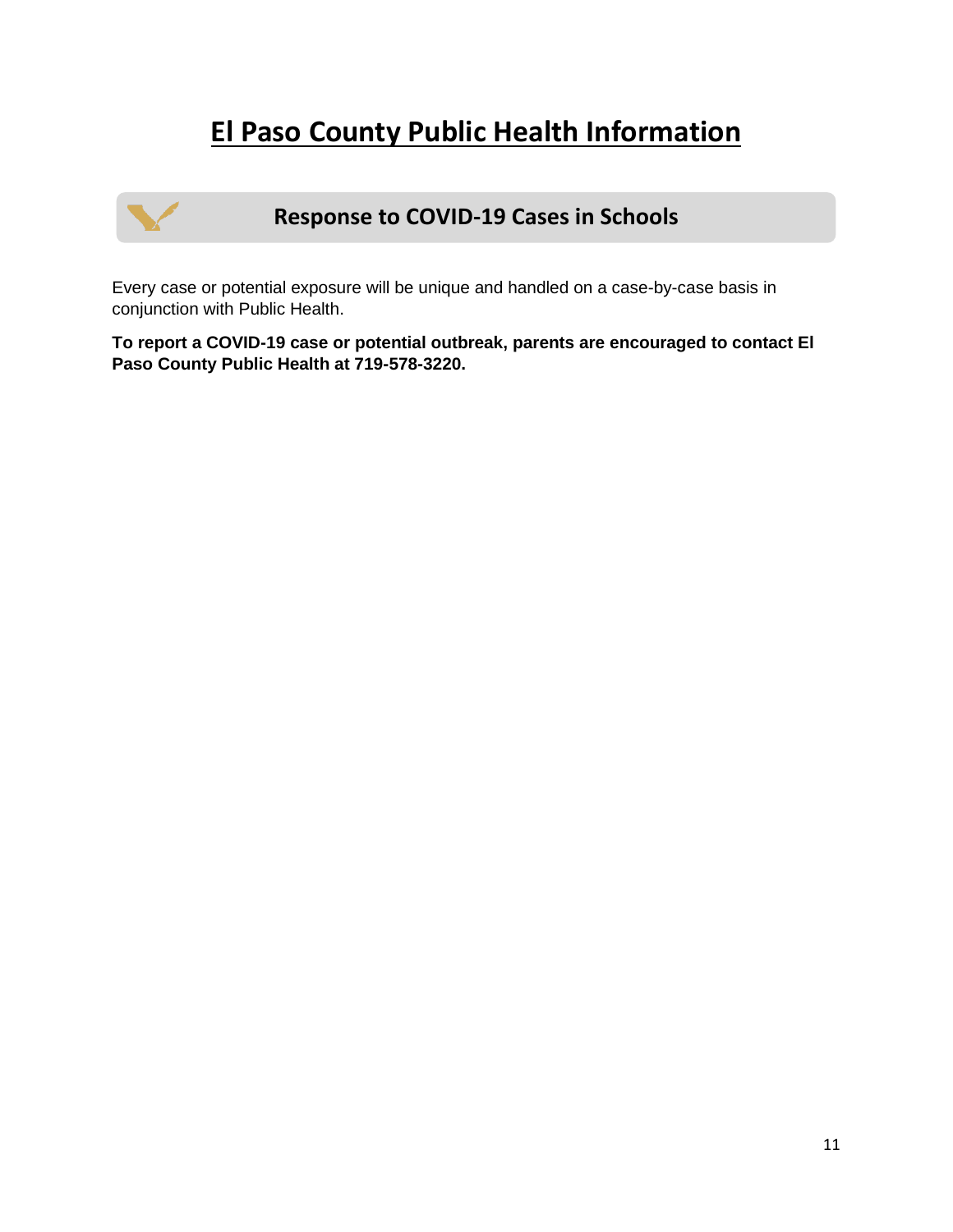# El Paso County Public Health Information

## Response to COVID-19 Cases in Schools

Every case or potential exposure will be unique and handled on a case-by-case basis in conjunction with Public Health.

**To report a COVID-19 case or potential outbreak, parents are encouraged to contact El Paso County Public Health at 719-578-3220.**